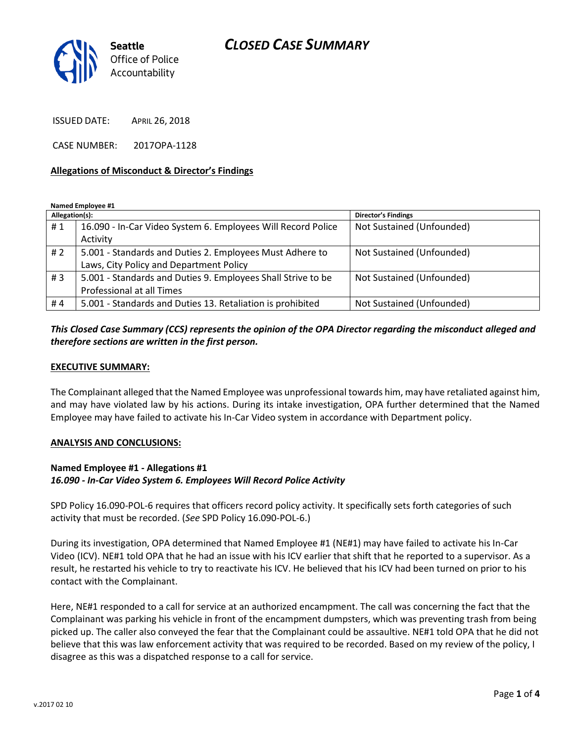# CLOSED CASE SUMMARY

Seattle
Office of Police
Accountability

ISSUED DATE: APRIL 26, 2018

CASE NUMBER: 2017OPA-1128

**Allegations of Misconduct & Director's Findings**

**Named Employee #1**

| Allegation(s): | | Director's Findings |
|---|---|---|
| # 1 | 16.090 - In-Car Video System 6. Employees Will Record Police Activity | Not Sustained (Unfounded) |
| # 2 | 5.001 - Standards and Duties 2. Employees Must Adhere to Laws, City Policy and Department Policy | Not Sustained (Unfounded) |
| # 3 | 5.001 - Standards and Duties 9. Employees Shall Strive to be Professional at all Times | Not Sustained (Unfounded) |
| # 4 | 5.001 - Standards and Duties 13. Retaliation is prohibited | Not Sustained (Unfounded) |

***This Closed Case Summary (CCS) represents the opinion of the OPA Director regarding the misconduct alleged and therefore sections are written in the first person.***

**EXECUTIVE SUMMARY:**

The Complainant alleged that the Named Employee was unprofessional towards him, may have retaliated against him, and may have violated law by his actions. During its intake investigation, OPA further determined that the Named Employee may have failed to activate his In-Car Video system in accordance with Department policy.

**ANALYSIS AND CONCLUSIONS:**

**Named Employee #1 - Allegations #1**
***16.090 - In-Car Video System 6. Employees Will Record Police Activity***

SPD Policy 16.090-POL-6 requires that officers record policy activity. It specifically sets forth categories of such activity that must be recorded. (*See* SPD Policy 16.090-POL-6.)

During its investigation, OPA determined that Named Employee #1 (NE#1) may have failed to activate his In-Car Video (ICV). NE#1 told OPA that he had an issue with his ICV earlier that shift that he reported to a supervisor. As a result, he restarted his vehicle to try to reactivate his ICV. He believed that his ICV had been turned on prior to his contact with the Complainant.

Here, NE#1 responded to a call for service at an authorized encampment. The call was concerning the fact that the Complainant was parking his vehicle in front of the encampment dumpsters, which was preventing trash from being picked up. The caller also conveyed the fear that the Complainant could be assaultive. NE#1 told OPA that he did not believe that this was law enforcement activity that was required to be recorded. Based on my review of the policy, I disagree as this was a dispatched response to a call for service.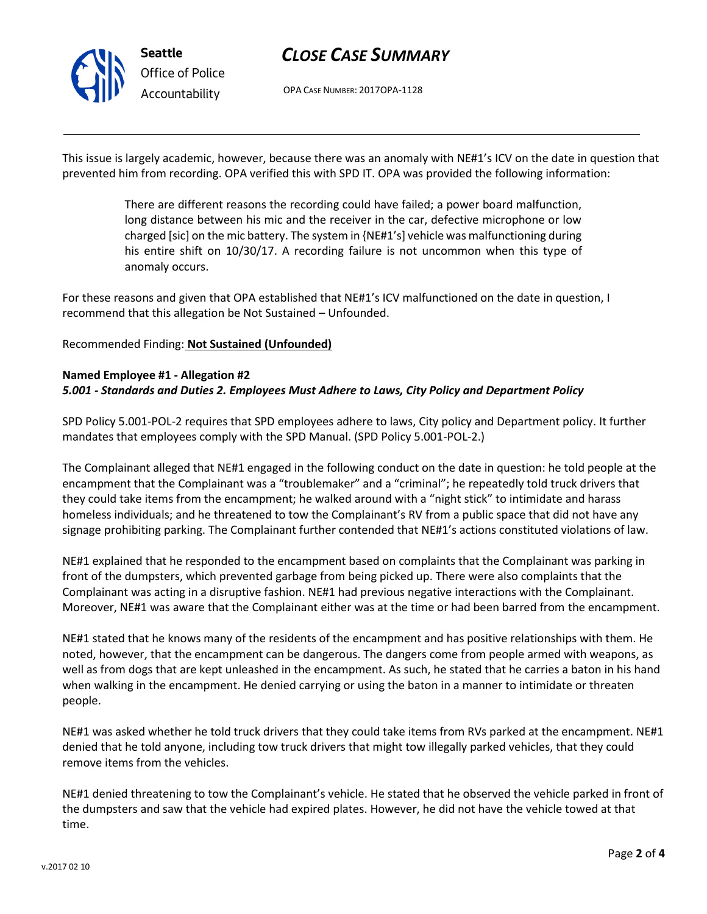This issue is largely academic, however, because there was an anomaly with NE#1's ICV on the date in question that prevented him from recording. OPA verified this with SPD IT. OPA was provided the following information:

> There are different reasons the recording could have failed; a power board malfunction, long distance between his mic and the receiver in the car, defective microphone or low charged [sic] on the mic battery. The system in {NE#1's] vehicle was malfunctioning during his entire shift on 10/30/17. A recording failure is not uncommon when this type of anomaly occurs.

For these reasons and given that OPA established that NE#1's ICV malfunctioned on the date in question, I recommend that this allegation be Not Sustained – Unfounded.

Recommended Finding: **Not Sustained (Unfounded)**

**Named Employee #1 - Allegation #2**
***5.001 - Standards and Duties 2. Employees Must Adhere to Laws, City Policy and Department Policy***

SPD Policy 5.001-POL-2 requires that SPD employees adhere to laws, City policy and Department policy. It further mandates that employees comply with the SPD Manual. (SPD Policy 5.001-POL-2.)

The Complainant alleged that NE#1 engaged in the following conduct on the date in question: he told people at the encampment that the Complainant was a "troublemaker" and a "criminal"; he repeatedly told truck drivers that they could take items from the encampment; he walked around with a "night stick" to intimidate and harass homeless individuals; and he threatened to tow the Complainant's RV from a public space that did not have any signage prohibiting parking. The Complainant further contended that NE#1's actions constituted violations of law.

NE#1 explained that he responded to the encampment based on complaints that the Complainant was parking in front of the dumpsters, which prevented garbage from being picked up. There were also complaints that the Complainant was acting in a disruptive fashion. NE#1 had previous negative interactions with the Complainant. Moreover, NE#1 was aware that the Complainant either was at the time or had been barred from the encampment.

NE#1 stated that he knows many of the residents of the encampment and has positive relationships with them. He noted, however, that the encampment can be dangerous. The dangers come from people armed with weapons, as well as from dogs that are kept unleashed in the encampment. As such, he stated that he carries a baton in his hand when walking in the encampment. He denied carrying or using the baton in a manner to intimidate or threaten people.

NE#1 was asked whether he told truck drivers that they could take items from RVs parked at the encampment. NE#1 denied that he told anyone, including tow truck drivers that might tow illegally parked vehicles, that they could remove items from the vehicles.

NE#1 denied threatening to tow the Complainant's vehicle. He stated that he observed the vehicle parked in front of the dumpsters and saw that the vehicle had expired plates. However, he did not have the vehicle towed at that time.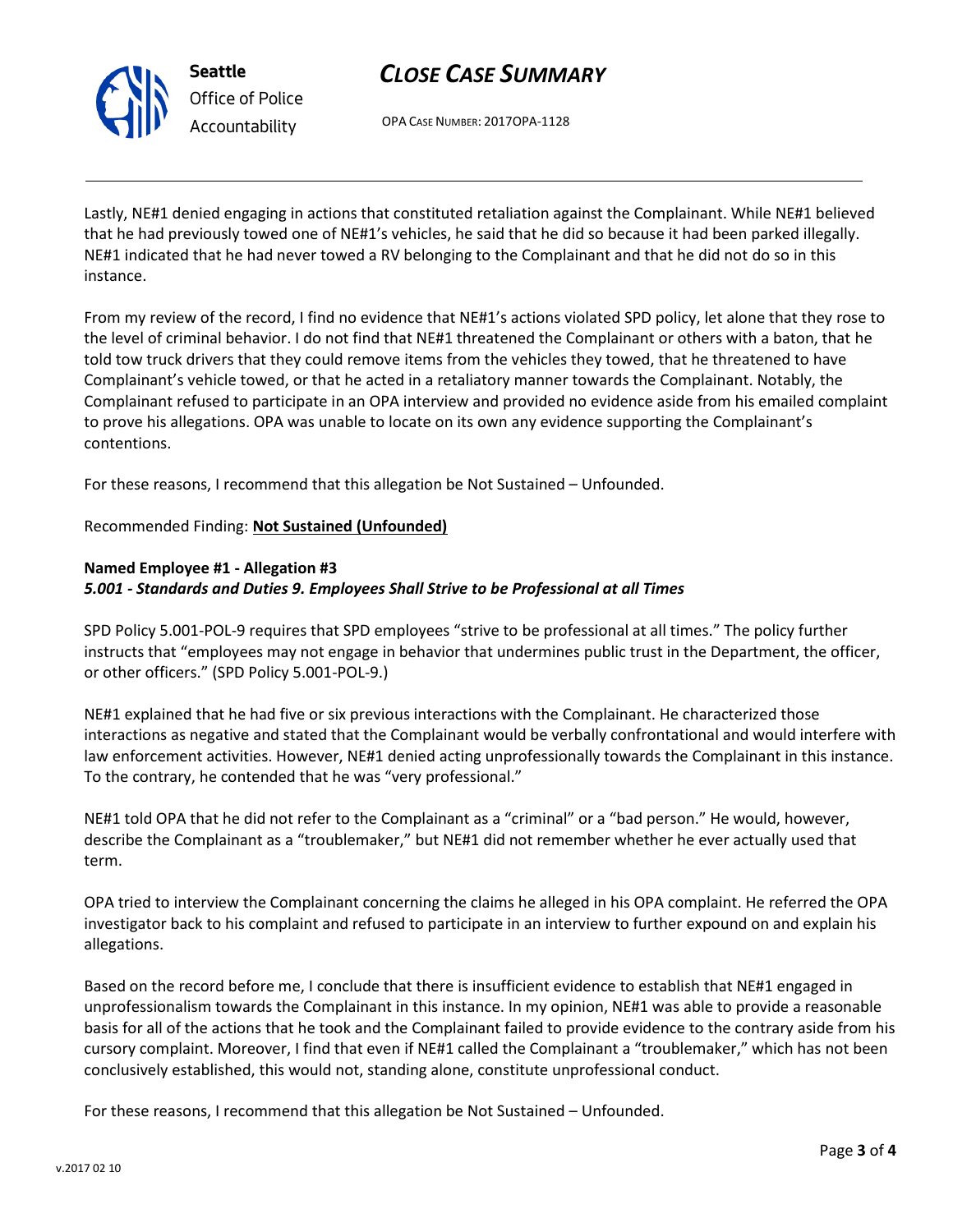Lastly, NE#1 denied engaging in actions that constituted retaliation against the Complainant. While NE#1 believed that he had previously towed one of NE#1's vehicles, he said that he did so because it had been parked illegally. NE#1 indicated that he had never towed a RV belonging to the Complainant and that he did not do so in this instance.

From my review of the record, I find no evidence that NE#1's actions violated SPD policy, let alone that they rose to the level of criminal behavior. I do not find that NE#1 threatened the Complainant or others with a baton, that he told tow truck drivers that they could remove items from the vehicles they towed, that he threatened to have Complainant's vehicle towed, or that he acted in a retaliatory manner towards the Complainant. Notably, the Complainant refused to participate in an OPA interview and provided no evidence aside from his emailed complaint to prove his allegations. OPA was unable to locate on its own any evidence supporting the Complainant's contentions.

For these reasons, I recommend that this allegation be Not Sustained – Unfounded.

Recommended Finding: **Not Sustained (Unfounded)**

**Named Employee #1 - Allegation #3**
***5.001 - Standards and Duties 9. Employees Shall Strive to be Professional at all Times***

SPD Policy 5.001-POL-9 requires that SPD employees "strive to be professional at all times." The policy further instructs that "employees may not engage in behavior that undermines public trust in the Department, the officer, or other officers." (SPD Policy 5.001-POL-9.)

NE#1 explained that he had five or six previous interactions with the Complainant. He characterized those interactions as negative and stated that the Complainant would be verbally confrontational and would interfere with law enforcement activities. However, NE#1 denied acting unprofessionally towards the Complainant in this instance. To the contrary, he contended that he was "very professional."

NE#1 told OPA that he did not refer to the Complainant as a "criminal" or a "bad person." He would, however, describe the Complainant as a "troublemaker," but NE#1 did not remember whether he ever actually used that term.

OPA tried to interview the Complainant concerning the claims he alleged in his OPA complaint. He referred the OPA investigator back to his complaint and refused to participate in an interview to further expound on and explain his allegations.

Based on the record before me, I conclude that there is insufficient evidence to establish that NE#1 engaged in unprofessionalism towards the Complainant in this instance. In my opinion, NE#1 was able to provide a reasonable basis for all of the actions that he took and the Complainant failed to provide evidence to the contrary aside from his cursory complaint. Moreover, I find that even if NE#1 called the Complainant a "troublemaker," which has not been conclusively established, this would not, standing alone, constitute unprofessional conduct.

For these reasons, I recommend that this allegation be Not Sustained – Unfounded.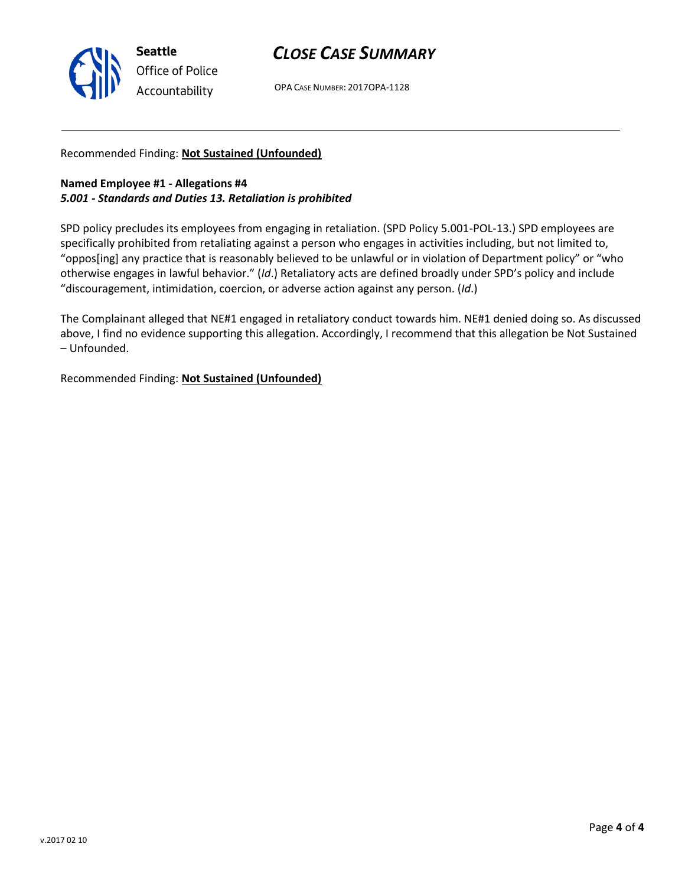Recommended Finding: **Not Sustained (Unfounded)**

**Named Employee #1 - Allegations #4**
***5.001 - Standards and Duties 13. Retaliation is prohibited***

SPD policy precludes its employees from engaging in retaliation. (SPD Policy 5.001-POL-13.) SPD employees are specifically prohibited from retaliating against a person who engages in activities including, but not limited to, "oppos[ing] any practice that is reasonably believed to be unlawful or in violation of Department policy" or "who otherwise engages in lawful behavior." (*Id*.) Retaliatory acts are defined broadly under SPD's policy and include "discouragement, intimidation, coercion, or adverse action against any person. (*Id*.)

The Complainant alleged that NE#1 engaged in retaliatory conduct towards him. NE#1 denied doing so. As discussed above, I find no evidence supporting this allegation. Accordingly, I recommend that this allegation be Not Sustained – Unfounded.

Recommended Finding: **Not Sustained (Unfounded)**